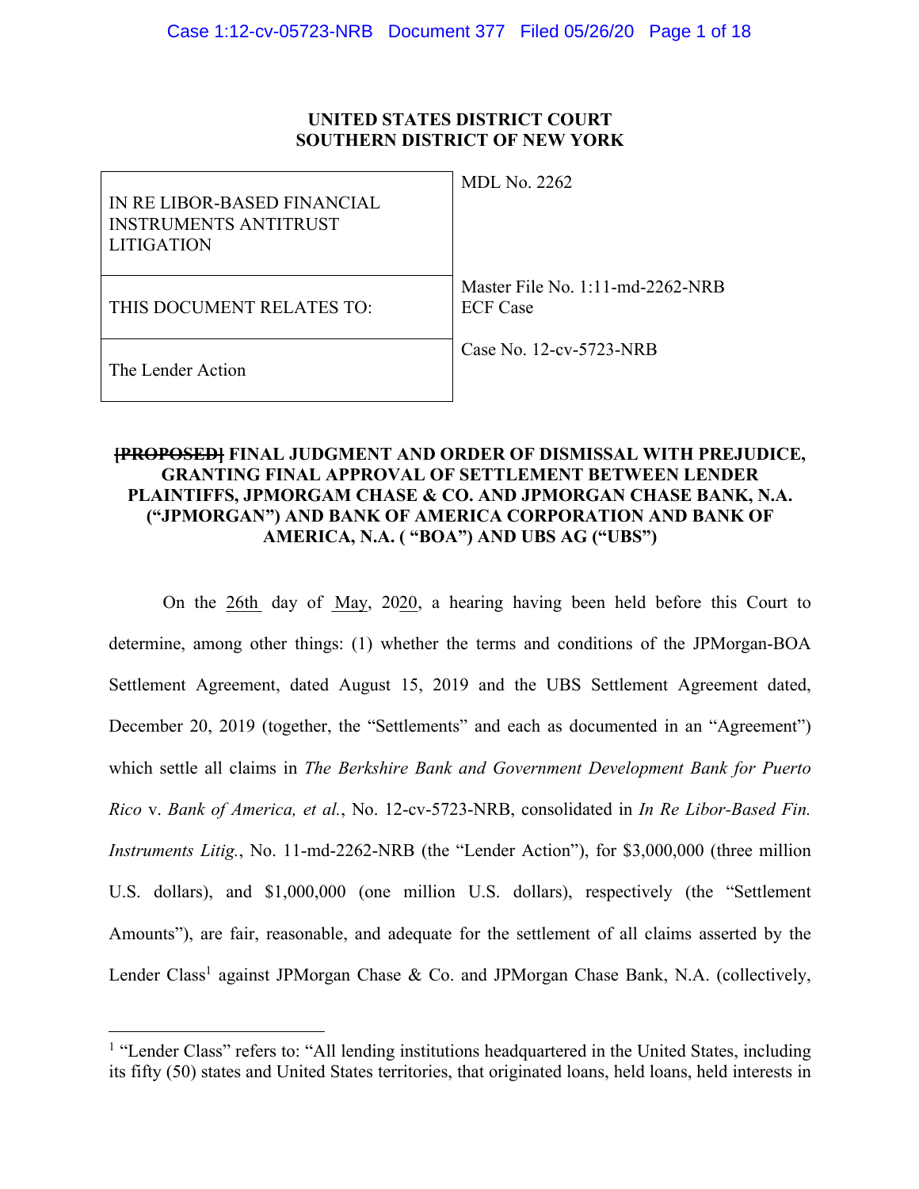**UNITED STATES DISTRICT COURT**
**SOUTHERN DISTRICT OF NEW YORK**

| | |
|---|---|
| IN RE LIBOR-BASED FINANCIAL INSTRUMENTS ANTITRUST LITIGATION | MDL No. 2262 |
| THIS DOCUMENT RELATES TO: | Master File No. 1:11-md-2262-NRB<br>ECF Case |
| The Lender Action | Case No. 12-cv-5723-NRB |

**~~[PROPOSED]~~ FINAL JUDGMENT AND ORDER OF DISMISSAL WITH PREJUDICE, GRANTING FINAL APPROVAL OF SETTLEMENT BETWEEN LENDER PLAINTIFFS, JPMORGAM CHASE & CO. AND JPMORGAN CHASE BANK, N.A. ("JPMORGAN") AND BANK OF AMERICA CORPORATION AND BANK OF AMERICA, N.A. ( "BOA") AND UBS AG ("UBS")**

On the 26th day of May, 2020, a hearing having been held before this Court to determine, among other things: (1) whether the terms and conditions of the JPMorgan-BOA Settlement Agreement, dated August 15, 2019 and the UBS Settlement Agreement dated, December 20, 2019 (together, the "Settlements" and each as documented in an "Agreement") which settle all claims in *The Berkshire Bank and Government Development Bank for Puerto Rico* v. *Bank of America, et al.*, No. 12-cv-5723-NRB, consolidated in *In Re Libor-Based Fin. Instruments Litig.*, No. 11-md-2262-NRB (the "Lender Action"), for $3,000,000 (three million U.S. dollars), and $1,000,000 (one million U.S. dollars), respectively (the "Settlement Amounts"), are fair, reasonable, and adequate for the settlement of all claims asserted by the Lender Class[1] against JPMorgan Chase & Co. and JPMorgan Chase Bank, N.A. (collectively,

[1] "Lender Class" refers to: "All lending institutions headquartered in the United States, including its fifty (50) states and United States territories, that originated loans, held loans, held interests in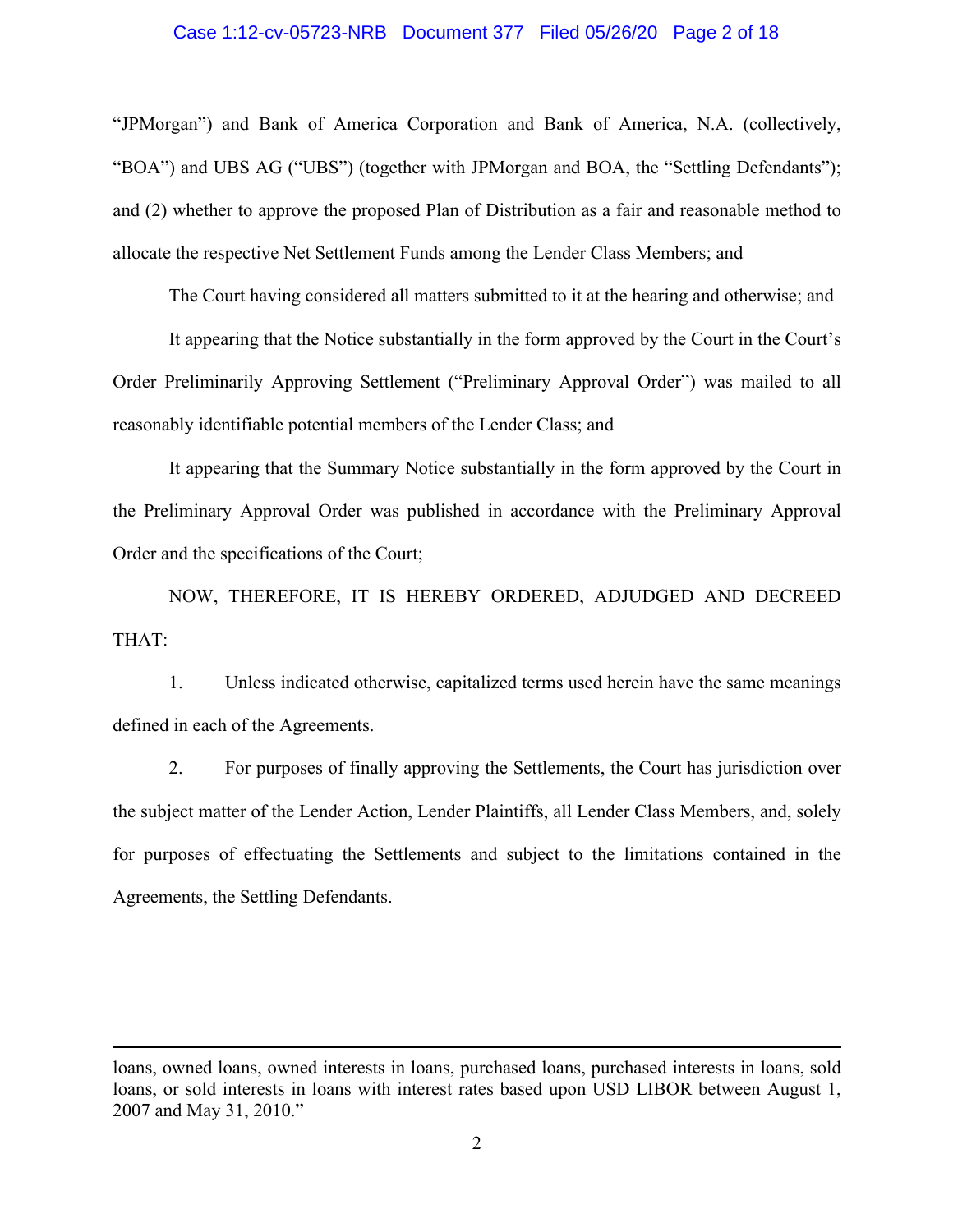"JPMorgan") and Bank of America Corporation and Bank of America, N.A. (collectively, "BOA") and UBS AG ("UBS") (together with JPMorgan and BOA, the "Settling Defendants"); and (2) whether to approve the proposed Plan of Distribution as a fair and reasonable method to allocate the respective Net Settlement Funds among the Lender Class Members; and

The Court having considered all matters submitted to it at the hearing and otherwise; and

It appearing that the Notice substantially in the form approved by the Court in the Court's Order Preliminarily Approving Settlement ("Preliminary Approval Order") was mailed to all reasonably identifiable potential members of the Lender Class; and

It appearing that the Summary Notice substantially in the form approved by the Court in the Preliminary Approval Order was published in accordance with the Preliminary Approval Order and the specifications of the Court;

NOW, THEREFORE, IT IS HEREBY ORDERED, ADJUDGED AND DECREED THAT:

1. Unless indicated otherwise, capitalized terms used herein have the same meanings defined in each of the Agreements.

2. For purposes of finally approving the Settlements, the Court has jurisdiction over the subject matter of the Lender Action, Lender Plaintiffs, all Lender Class Members, and, solely for purposes of effectuating the Settlements and subject to the limitations contained in the Agreements, the Settling Defendants.

---

loans, owned loans, owned interests in loans, purchased loans, purchased interests in loans, sold loans, or sold interests in loans with interest rates based upon USD LIBOR between August 1, 2007 and May 31, 2010."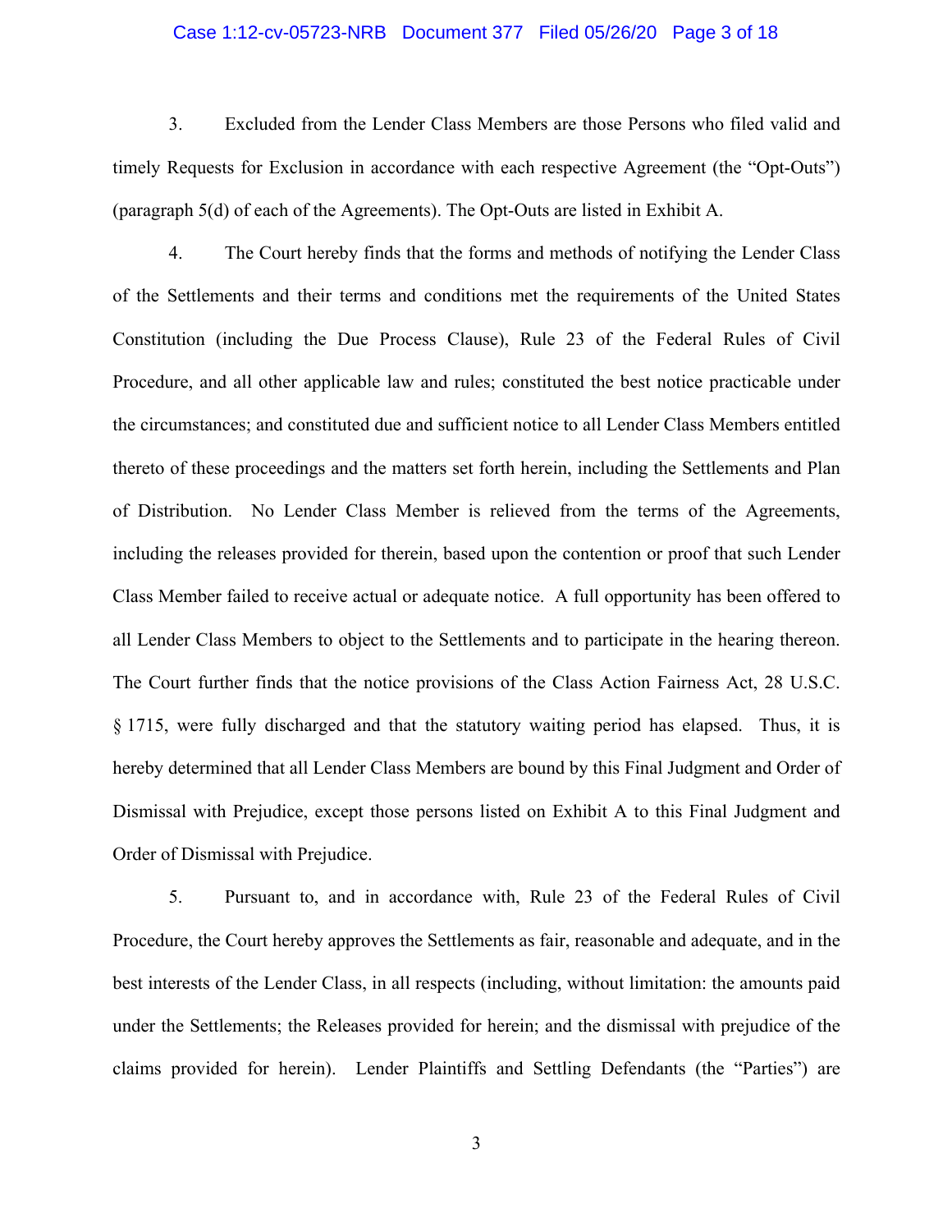3. Excluded from the Lender Class Members are those Persons who filed valid and timely Requests for Exclusion in accordance with each respective Agreement (the "Opt-Outs") (paragraph 5(d) of each of the Agreements). The Opt-Outs are listed in Exhibit A.

4. The Court hereby finds that the forms and methods of notifying the Lender Class of the Settlements and their terms and conditions met the requirements of the United States Constitution (including the Due Process Clause), Rule 23 of the Federal Rules of Civil Procedure, and all other applicable law and rules; constituted the best notice practicable under the circumstances; and constituted due and sufficient notice to all Lender Class Members entitled thereto of these proceedings and the matters set forth herein, including the Settlements and Plan of Distribution. No Lender Class Member is relieved from the terms of the Agreements, including the releases provided for therein, based upon the contention or proof that such Lender Class Member failed to receive actual or adequate notice. A full opportunity has been offered to all Lender Class Members to object to the Settlements and to participate in the hearing thereon. The Court further finds that the notice provisions of the Class Action Fairness Act, 28 U.S.C. § 1715, were fully discharged and that the statutory waiting period has elapsed. Thus, it is hereby determined that all Lender Class Members are bound by this Final Judgment and Order of Dismissal with Prejudice, except those persons listed on Exhibit A to this Final Judgment and Order of Dismissal with Prejudice.

5. Pursuant to, and in accordance with, Rule 23 of the Federal Rules of Civil Procedure, the Court hereby approves the Settlements as fair, reasonable and adequate, and in the best interests of the Lender Class, in all respects (including, without limitation: the amounts paid under the Settlements; the Releases provided for herein; and the dismissal with prejudice of the claims provided for herein). Lender Plaintiffs and Settling Defendants (the "Parties") are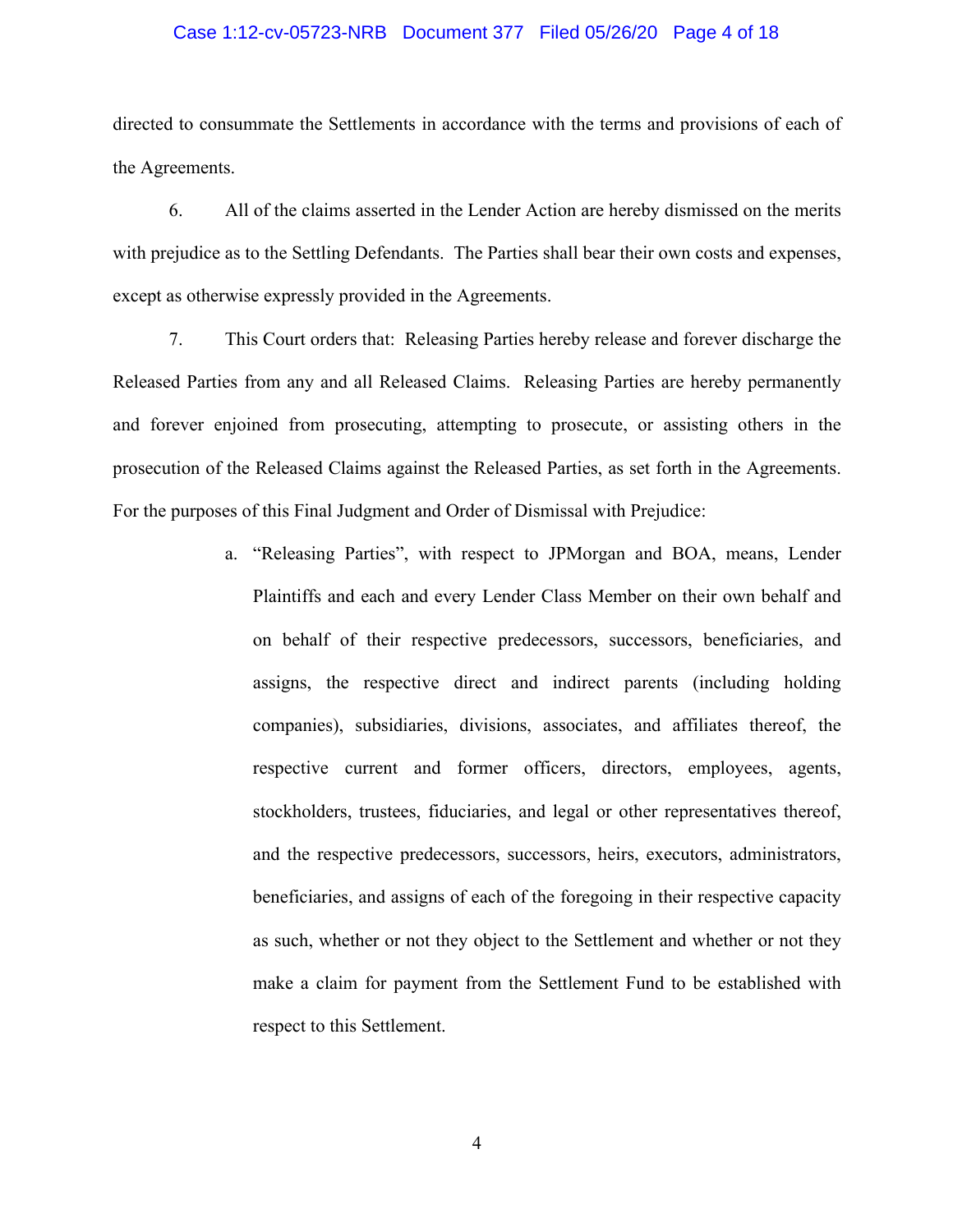directed to consummate the Settlements in accordance with the terms and provisions of each of the Agreements.

6. All of the claims asserted in the Lender Action are hereby dismissed on the merits with prejudice as to the Settling Defendants. The Parties shall bear their own costs and expenses, except as otherwise expressly provided in the Agreements.

7. This Court orders that: Releasing Parties hereby release and forever discharge the Released Parties from any and all Released Claims. Releasing Parties are hereby permanently and forever enjoined from prosecuting, attempting to prosecute, or assisting others in the prosecution of the Released Claims against the Released Parties, as set forth in the Agreements. For the purposes of this Final Judgment and Order of Dismissal with Prejudice:

a. "Releasing Parties", with respect to JPMorgan and BOA, means, Lender Plaintiffs and each and every Lender Class Member on their own behalf and on behalf of their respective predecessors, successors, beneficiaries, and assigns, the respective direct and indirect parents (including holding companies), subsidiaries, divisions, associates, and affiliates thereof, the respective current and former officers, directors, employees, agents, stockholders, trustees, fiduciaries, and legal or other representatives thereof, and the respective predecessors, successors, heirs, executors, administrators, beneficiaries, and assigns of each of the foregoing in their respective capacity as such, whether or not they object to the Settlement and whether or not they make a claim for payment from the Settlement Fund to be established with respect to this Settlement.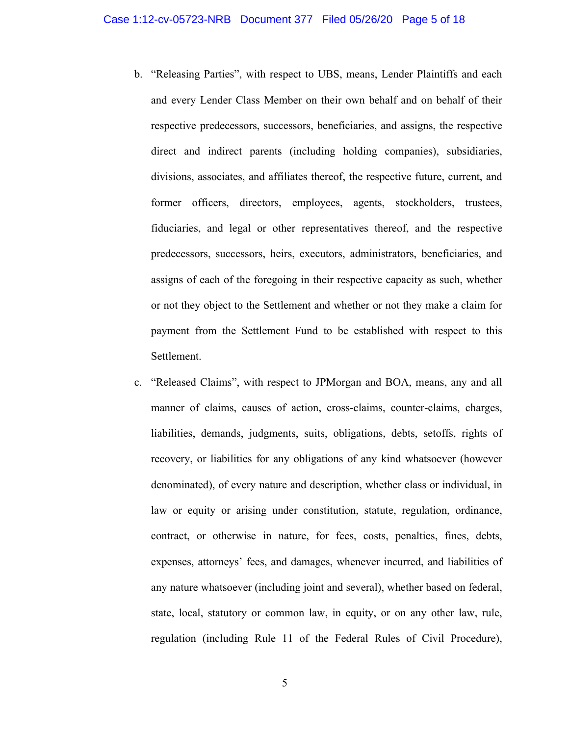b. "Releasing Parties", with respect to UBS, means, Lender Plaintiffs and each and every Lender Class Member on their own behalf and on behalf of their respective predecessors, successors, beneficiaries, and assigns, the respective direct and indirect parents (including holding companies), subsidiaries, divisions, associates, and affiliates thereof, the respective future, current, and former officers, directors, employees, agents, stockholders, trustees, fiduciaries, and legal or other representatives thereof, and the respective predecessors, successors, heirs, executors, administrators, beneficiaries, and assigns of each of the foregoing in their respective capacity as such, whether or not they object to the Settlement and whether or not they make a claim for payment from the Settlement Fund to be established with respect to this Settlement.

c. "Released Claims", with respect to JPMorgan and BOA, means, any and all manner of claims, causes of action, cross-claims, counter-claims, charges, liabilities, demands, judgments, suits, obligations, debts, setoffs, rights of recovery, or liabilities for any obligations of any kind whatsoever (however denominated), of every nature and description, whether class or individual, in law or equity or arising under constitution, statute, regulation, ordinance, contract, or otherwise in nature, for fees, costs, penalties, fines, debts, expenses, attorneys' fees, and damages, whenever incurred, and liabilities of any nature whatsoever (including joint and several), whether based on federal, state, local, statutory or common law, in equity, or on any other law, rule, regulation (including Rule 11 of the Federal Rules of Civil Procedure),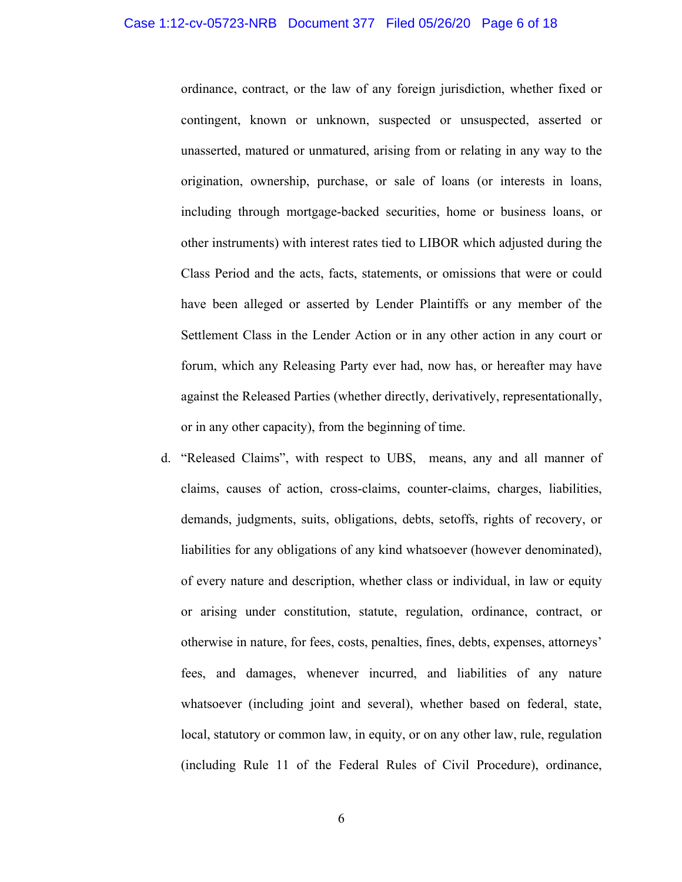ordinance, contract, or the law of any foreign jurisdiction, whether fixed or contingent, known or unknown, suspected or unsuspected, asserted or unasserted, matured or unmatured, arising from or relating in any way to the origination, ownership, purchase, or sale of loans (or interests in loans, including through mortgage-backed securities, home or business loans, or other instruments) with interest rates tied to LIBOR which adjusted during the Class Period and the acts, facts, statements, or omissions that were or could have been alleged or asserted by Lender Plaintiffs or any member of the Settlement Class in the Lender Action or in any other action in any court or forum, which any Releasing Party ever had, now has, or hereafter may have against the Released Parties (whether directly, derivatively, representationally, or in any other capacity), from the beginning of time.

d. "Released Claims", with respect to UBS, means, any and all manner of claims, causes of action, cross-claims, counter-claims, charges, liabilities, demands, judgments, suits, obligations, debts, setoffs, rights of recovery, or liabilities for any obligations of any kind whatsoever (however denominated), of every nature and description, whether class or individual, in law or equity or arising under constitution, statute, regulation, ordinance, contract, or otherwise in nature, for fees, costs, penalties, fines, debts, expenses, attorneys' fees, and damages, whenever incurred, and liabilities of any nature whatsoever (including joint and several), whether based on federal, state, local, statutory or common law, in equity, or on any other law, rule, regulation (including Rule 11 of the Federal Rules of Civil Procedure), ordinance,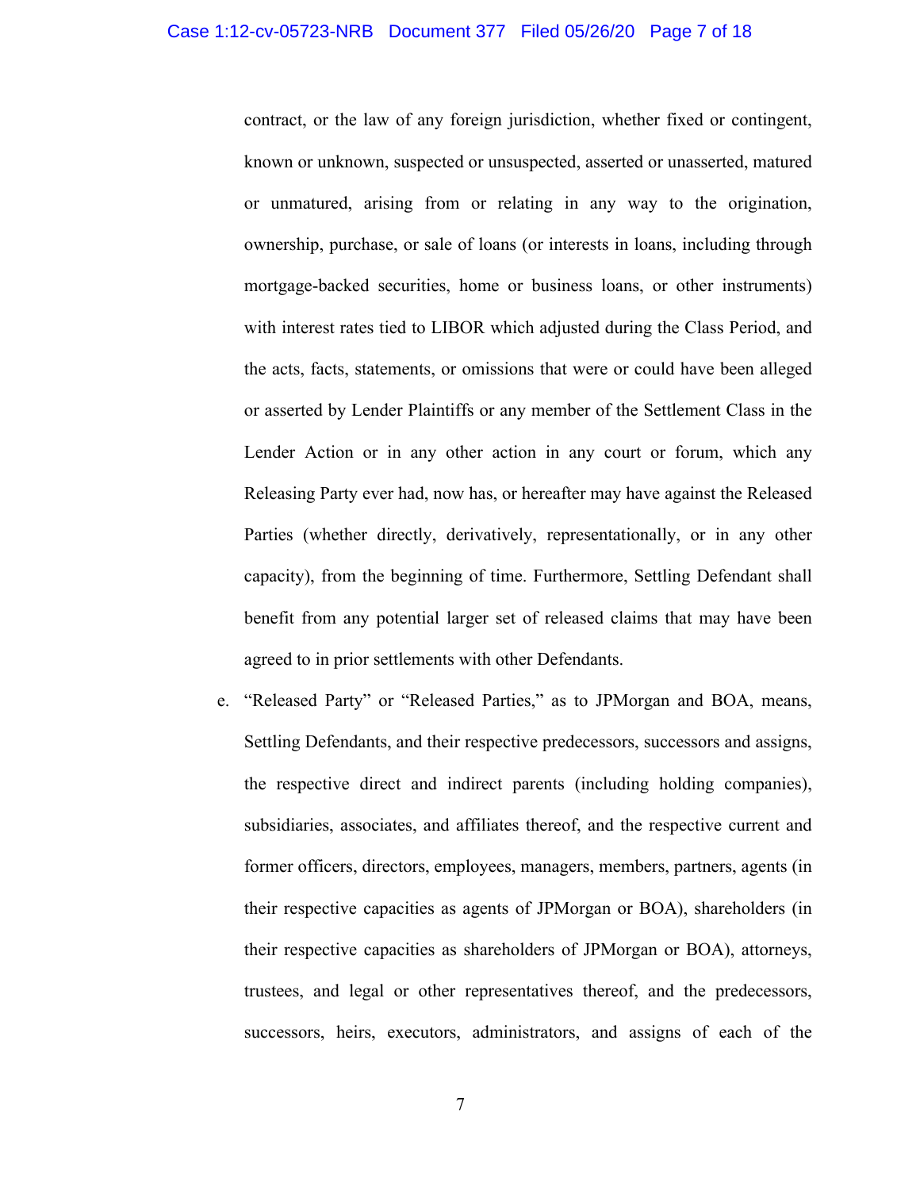contract, or the law of any foreign jurisdiction, whether fixed or contingent, known or unknown, suspected or unsuspected, asserted or unasserted, matured or unmatured, arising from or relating in any way to the origination, ownership, purchase, or sale of loans (or interests in loans, including through mortgage-backed securities, home or business loans, or other instruments) with interest rates tied to LIBOR which adjusted during the Class Period, and the acts, facts, statements, or omissions that were or could have been alleged or asserted by Lender Plaintiffs or any member of the Settlement Class in the Lender Action or in any other action in any court or forum, which any Releasing Party ever had, now has, or hereafter may have against the Released Parties (whether directly, derivatively, representationally, or in any other capacity), from the beginning of time. Furthermore, Settling Defendant shall benefit from any potential larger set of released claims that may have been agreed to in prior settlements with other Defendants.

e. "Released Party" or "Released Parties," as to JPMorgan and BOA, means, Settling Defendants, and their respective predecessors, successors and assigns, the respective direct and indirect parents (including holding companies), subsidiaries, associates, and affiliates thereof, and the respective current and former officers, directors, employees, managers, members, partners, agents (in their respective capacities as agents of JPMorgan or BOA), shareholders (in their respective capacities as shareholders of JPMorgan or BOA), attorneys, trustees, and legal or other representatives thereof, and the predecessors, successors, heirs, executors, administrators, and assigns of each of the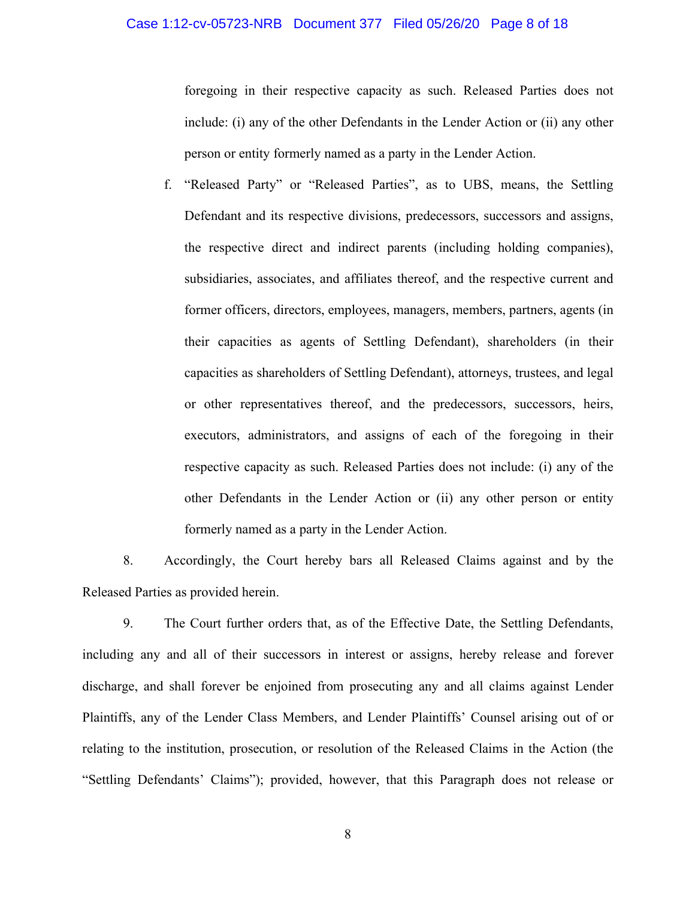foregoing in their respective capacity as such. Released Parties does not include: (i) any of the other Defendants in the Lender Action or (ii) any other person or entity formerly named as a party in the Lender Action.

f. "Released Party" or "Released Parties", as to UBS, means, the Settling Defendant and its respective divisions, predecessors, successors and assigns, the respective direct and indirect parents (including holding companies), subsidiaries, associates, and affiliates thereof, and the respective current and former officers, directors, employees, managers, members, partners, agents (in their capacities as agents of Settling Defendant), shareholders (in their capacities as shareholders of Settling Defendant), attorneys, trustees, and legal or other representatives thereof, and the predecessors, successors, heirs, executors, administrators, and assigns of each of the foregoing in their respective capacity as such. Released Parties does not include: (i) any of the other Defendants in the Lender Action or (ii) any other person or entity formerly named as a party in the Lender Action.

8. Accordingly, the Court hereby bars all Released Claims against and by the Released Parties as provided herein.

9. The Court further orders that, as of the Effective Date, the Settling Defendants, including any and all of their successors in interest or assigns, hereby release and forever discharge, and shall forever be enjoined from prosecuting any and all claims against Lender Plaintiffs, any of the Lender Class Members, and Lender Plaintiffs' Counsel arising out of or relating to the institution, prosecution, or resolution of the Released Claims in the Action (the "Settling Defendants' Claims"); provided, however, that this Paragraph does not release or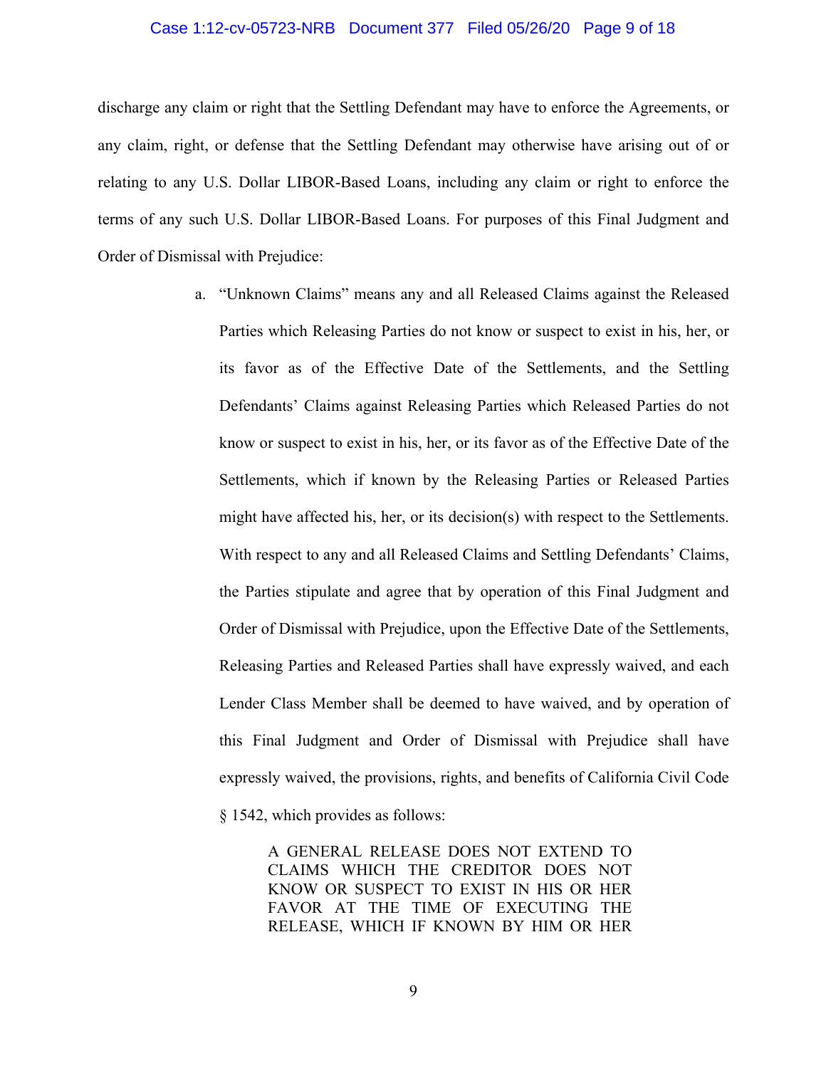discharge any claim or right that the Settling Defendant may have to enforce the Agreements, or any claim, right, or defense that the Settling Defendant may otherwise have arising out of or relating to any U.S. Dollar LIBOR-Based Loans, including any claim or right to enforce the terms of any such U.S. Dollar LIBOR-Based Loans. For purposes of this Final Judgment and Order of Dismissal with Prejudice:

a. "Unknown Claims" means any and all Released Claims against the Released Parties which Releasing Parties do not know or suspect to exist in his, her, or its favor as of the Effective Date of the Settlements, and the Settling Defendants' Claims against Releasing Parties which Released Parties do not know or suspect to exist in his, her, or its favor as of the Effective Date of the Settlements, which if known by the Releasing Parties or Released Parties might have affected his, her, or its decision(s) with respect to the Settlements. With respect to any and all Released Claims and Settling Defendants' Claims, the Parties stipulate and agree that by operation of this Final Judgment and Order of Dismissal with Prejudice, upon the Effective Date of the Settlements, Releasing Parties and Released Parties shall have expressly waived, and each Lender Class Member shall be deemed to have waived, and by operation of this Final Judgment and Order of Dismissal with Prejudice shall have expressly waived, the provisions, rights, and benefits of California Civil Code § 1542, which provides as follows:

> A GENERAL RELEASE DOES NOT EXTEND TO CLAIMS WHICH THE CREDITOR DOES NOT KNOW OR SUSPECT TO EXIST IN HIS OR HER FAVOR AT THE TIME OF EXECUTING THE RELEASE, WHICH IF KNOWN BY HIM OR HER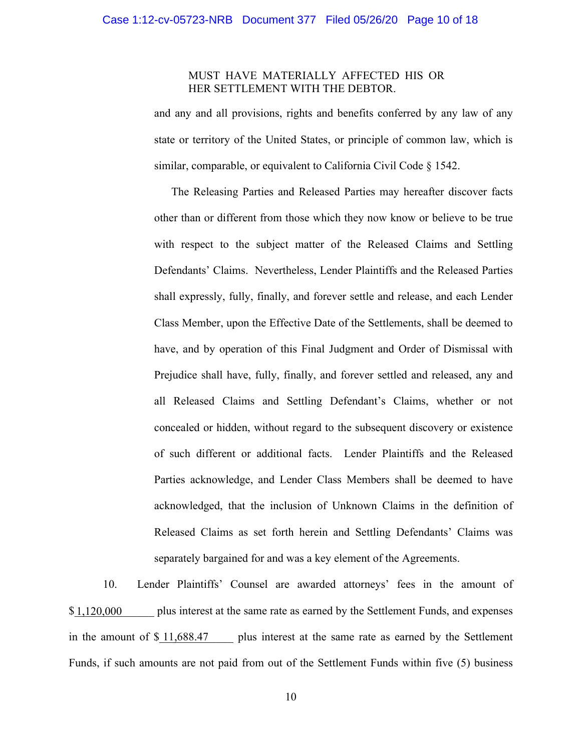MUST HAVE MATERIALLY AFFECTED HIS OR HER SETTLEMENT WITH THE DEBTOR.

and any and all provisions, rights and benefits conferred by any law of any state or territory of the United States, or principle of common law, which is similar, comparable, or equivalent to California Civil Code § 1542.

The Releasing Parties and Released Parties may hereafter discover facts other than or different from those which they now know or believe to be true with respect to the subject matter of the Released Claims and Settling Defendants' Claims. Nevertheless, Lender Plaintiffs and the Released Parties shall expressly, fully, finally, and forever settle and release, and each Lender Class Member, upon the Effective Date of the Settlements, shall be deemed to have, and by operation of this Final Judgment and Order of Dismissal with Prejudice shall have, fully, finally, and forever settled and released, any and all Released Claims and Settling Defendant's Claims, whether or not concealed or hidden, without regard to the subsequent discovery or existence of such different or additional facts. Lender Plaintiffs and the Released Parties acknowledge, and Lender Class Members shall be deemed to have acknowledged, that the inclusion of Unknown Claims in the definition of Released Claims as set forth herein and Settling Defendants' Claims was separately bargained for and was a key element of the Agreements.

10. Lender Plaintiffs' Counsel are awarded attorneys' fees in the amount of $1,120,000 plus interest at the same rate as earned by the Settlement Funds, and expenses in the amount of $ 11,688.47 plus interest at the same rate as earned by the Settlement Funds, if such amounts are not paid from out of the Settlement Funds within five (5) business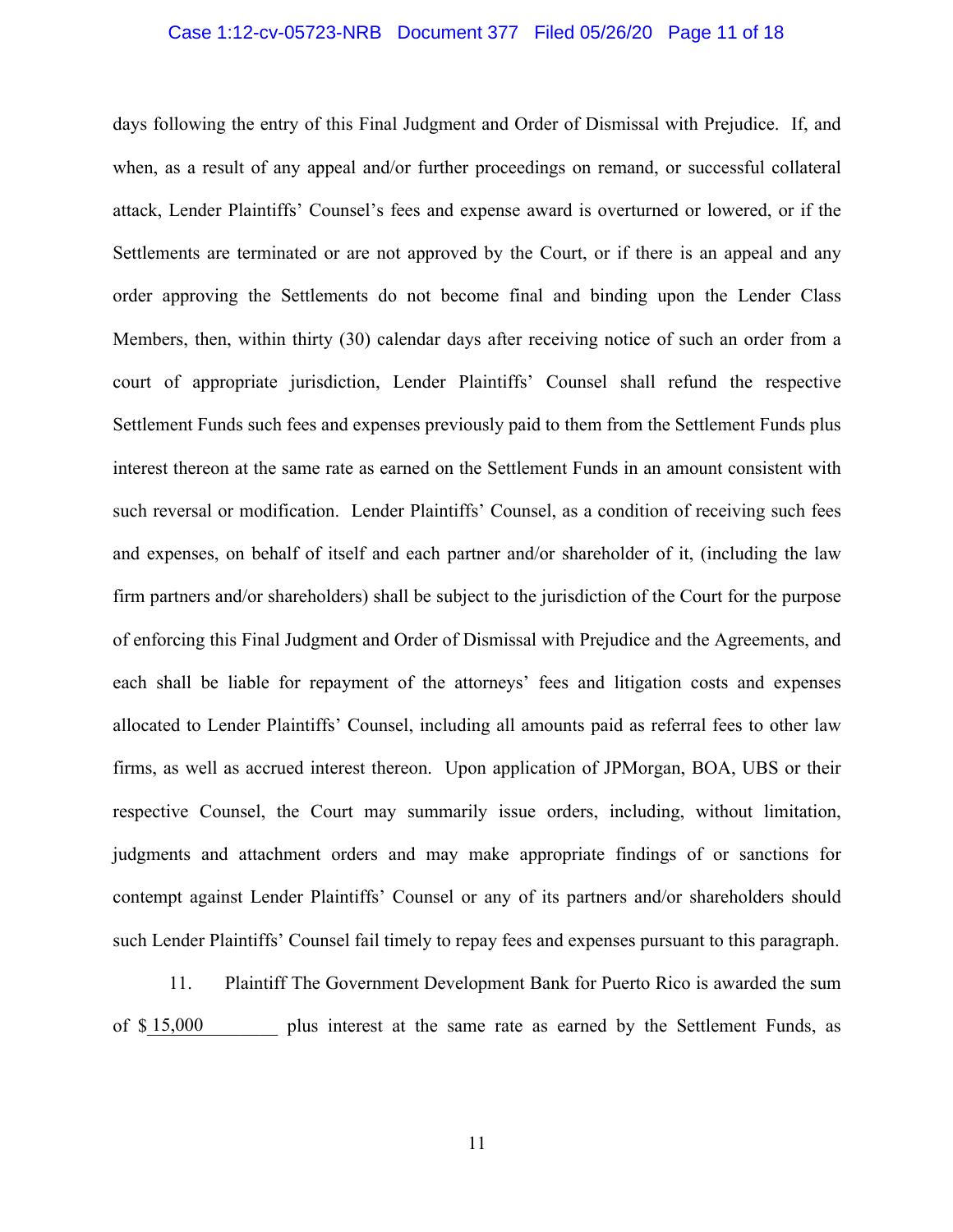days following the entry of this Final Judgment and Order of Dismissal with Prejudice. If, and when, as a result of any appeal and/or further proceedings on remand, or successful collateral attack, Lender Plaintiffs' Counsel's fees and expense award is overturned or lowered, or if the Settlements are terminated or are not approved by the Court, or if there is an appeal and any order approving the Settlements do not become final and binding upon the Lender Class Members, then, within thirty (30) calendar days after receiving notice of such an order from a court of appropriate jurisdiction, Lender Plaintiffs' Counsel shall refund the respective Settlement Funds such fees and expenses previously paid to them from the Settlement Funds plus interest thereon at the same rate as earned on the Settlement Funds in an amount consistent with such reversal or modification. Lender Plaintiffs' Counsel, as a condition of receiving such fees and expenses, on behalf of itself and each partner and/or shareholder of it, (including the law firm partners and/or shareholders) shall be subject to the jurisdiction of the Court for the purpose of enforcing this Final Judgment and Order of Dismissal with Prejudice and the Agreements, and each shall be liable for repayment of the attorneys' fees and litigation costs and expenses allocated to Lender Plaintiffs' Counsel, including all amounts paid as referral fees to other law firms, as well as accrued interest thereon. Upon application of JPMorgan, BOA, UBS or their respective Counsel, the Court may summarily issue orders, including, without limitation, judgments and attachment orders and may make appropriate findings of or sanctions for contempt against Lender Plaintiffs' Counsel or any of its partners and/or shareholders should such Lender Plaintiffs' Counsel fail timely to repay fees and expenses pursuant to this paragraph.

11. Plaintiff The Government Development Bank for Puerto Rico is awarded the sum of $ 15,000 plus interest at the same rate as earned by the Settlement Funds, as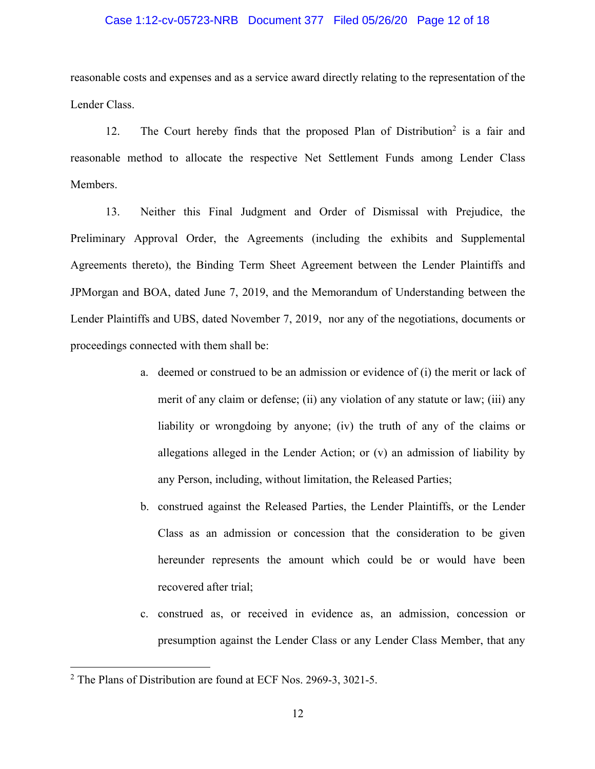reasonable costs and expenses and as a service award directly relating to the representation of the Lender Class.

12. The Court hereby finds that the proposed Plan of Distribution[2] is a fair and reasonable method to allocate the respective Net Settlement Funds among Lender Class Members.

13. Neither this Final Judgment and Order of Dismissal with Prejudice, the Preliminary Approval Order, the Agreements (including the exhibits and Supplemental Agreements thereto), the Binding Term Sheet Agreement between the Lender Plaintiffs and JPMorgan and BOA, dated June 7, 2019, and the Memorandum of Understanding between the Lender Plaintiffs and UBS, dated November 7, 2019, nor any of the negotiations, documents or proceedings connected with them shall be:

a. deemed or construed to be an admission or evidence of (i) the merit or lack of merit of any claim or defense; (ii) any violation of any statute or law; (iii) any liability or wrongdoing by anyone; (iv) the truth of any of the claims or allegations alleged in the Lender Action; or (v) an admission of liability by any Person, including, without limitation, the Released Parties;

b. construed against the Released Parties, the Lender Plaintiffs, or the Lender Class as an admission or concession that the consideration to be given hereunder represents the amount which could be or would have been recovered after trial;

c. construed as, or received in evidence as, an admission, concession or presumption against the Lender Class or any Lender Class Member, that any

---

[2] The Plans of Distribution are found at ECF Nos. 2969-3, 3021-5.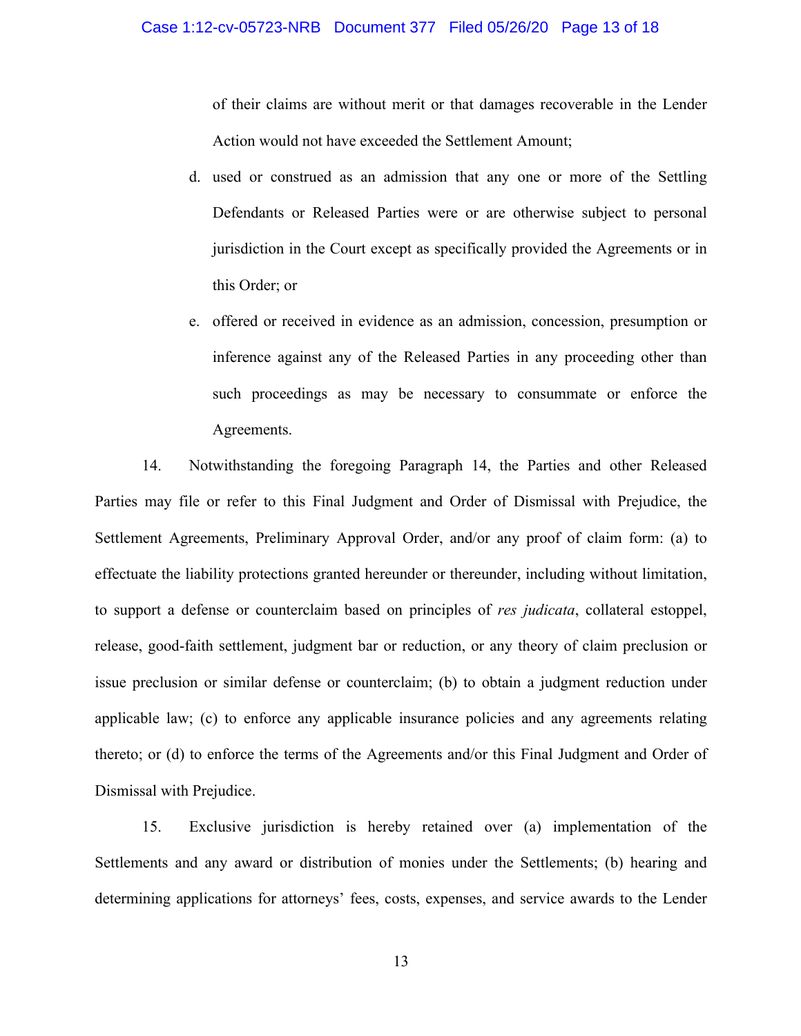of their claims are without merit or that damages recoverable in the Lender Action would not have exceeded the Settlement Amount;

d. used or construed as an admission that any one or more of the Settling Defendants or Released Parties were or are otherwise subject to personal jurisdiction in the Court except as specifically provided the Agreements or in this Order; or

e. offered or received in evidence as an admission, concession, presumption or inference against any of the Released Parties in any proceeding other than such proceedings as may be necessary to consummate or enforce the Agreements.

14. Notwithstanding the foregoing Paragraph 14, the Parties and other Released Parties may file or refer to this Final Judgment and Order of Dismissal with Prejudice, the Settlement Agreements, Preliminary Approval Order, and/or any proof of claim form: (a) to effectuate the liability protections granted hereunder or thereunder, including without limitation, to support a defense or counterclaim based on principles of *res judicata*, collateral estoppel, release, good-faith settlement, judgment bar or reduction, or any theory of claim preclusion or issue preclusion or similar defense or counterclaim; (b) to obtain a judgment reduction under applicable law; (c) to enforce any applicable insurance policies and any agreements relating thereto; or (d) to enforce the terms of the Agreements and/or this Final Judgment and Order of Dismissal with Prejudice.

15. Exclusive jurisdiction is hereby retained over (a) implementation of the Settlements and any award or distribution of monies under the Settlements; (b) hearing and determining applications for attorneys' fees, costs, expenses, and service awards to the Lender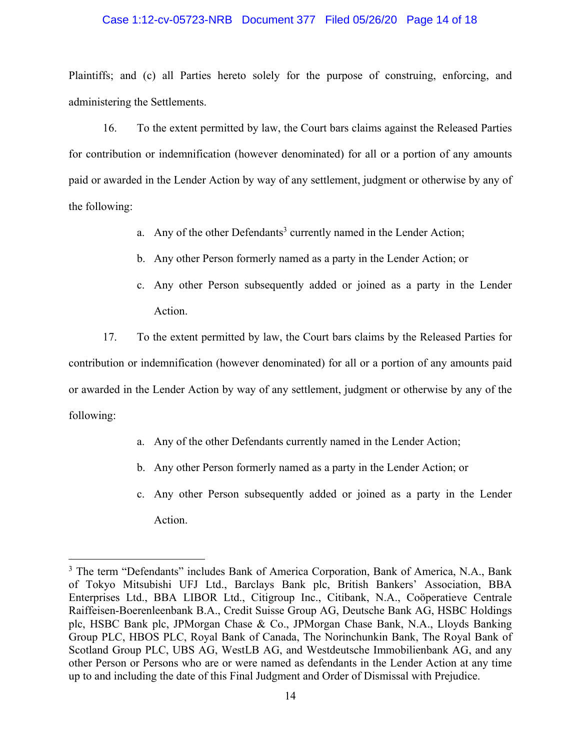Plaintiffs; and (c) all Parties hereto solely for the purpose of construing, enforcing, and administering the Settlements.

16. To the extent permitted by law, the Court bars claims against the Released Parties for contribution or indemnification (however denominated) for all or a portion of any amounts paid or awarded in the Lender Action by way of any settlement, judgment or otherwise by any of the following:

a. Any of the other Defendants[3] currently named in the Lender Action;

b. Any other Person formerly named as a party in the Lender Action; or

c. Any other Person subsequently added or joined as a party in the Lender Action.

17. To the extent permitted by law, the Court bars claims by the Released Parties for contribution or indemnification (however denominated) for all or a portion of any amounts paid or awarded in the Lender Action by way of any settlement, judgment or otherwise by any of the following:

a. Any of the other Defendants currently named in the Lender Action;

b. Any other Person formerly named as a party in the Lender Action; or

c. Any other Person subsequently added or joined as a party in the Lender Action.

---

[3] The term "Defendants" includes Bank of America Corporation, Bank of America, N.A., Bank of Tokyo Mitsubishi UFJ Ltd., Barclays Bank plc, British Bankers' Association, BBA Enterprises Ltd., BBA LIBOR Ltd., Citigroup Inc., Citibank, N.A., Coöperatieve Centrale Raiffeisen-Boerenleenbank B.A., Credit Suisse Group AG, Deutsche Bank AG, HSBC Holdings plc, HSBC Bank plc, JPMorgan Chase & Co., JPMorgan Chase Bank, N.A., Lloyds Banking Group PLC, HBOS PLC, Royal Bank of Canada, The Norinchunkin Bank, The Royal Bank of Scotland Group PLC, UBS AG, WestLB AG, and Westdeutsche Immobilienbank AG, and any other Person or Persons who are or were named as defendants in the Lender Action at any time up to and including the date of this Final Judgment and Order of Dismissal with Prejudice.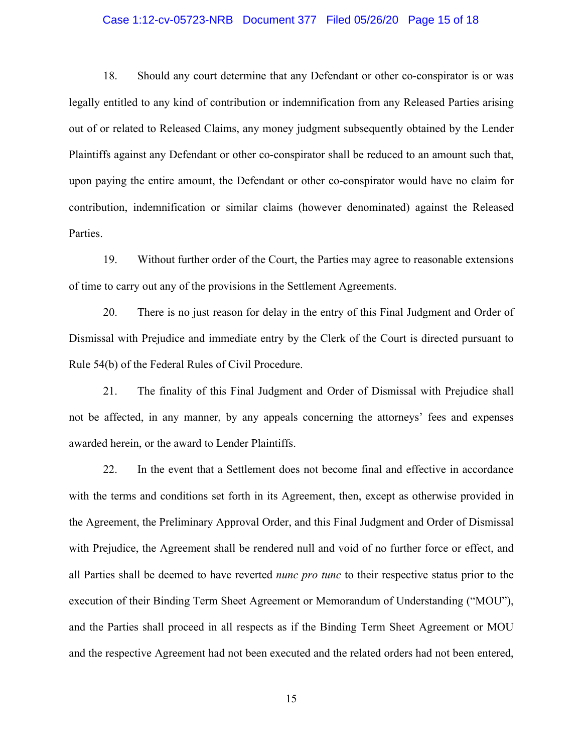18. Should any court determine that any Defendant or other co-conspirator is or was legally entitled to any kind of contribution or indemnification from any Released Parties arising out of or related to Released Claims, any money judgment subsequently obtained by the Lender Plaintiffs against any Defendant or other co-conspirator shall be reduced to an amount such that, upon paying the entire amount, the Defendant or other co-conspirator would have no claim for contribution, indemnification or similar claims (however denominated) against the Released Parties.

19. Without further order of the Court, the Parties may agree to reasonable extensions of time to carry out any of the provisions in the Settlement Agreements.

20. There is no just reason for delay in the entry of this Final Judgment and Order of Dismissal with Prejudice and immediate entry by the Clerk of the Court is directed pursuant to Rule 54(b) of the Federal Rules of Civil Procedure.

21. The finality of this Final Judgment and Order of Dismissal with Prejudice shall not be affected, in any manner, by any appeals concerning the attorneys' fees and expenses awarded herein, or the award to Lender Plaintiffs.

22. In the event that a Settlement does not become final and effective in accordance with the terms and conditions set forth in its Agreement, then, except as otherwise provided in the Agreement, the Preliminary Approval Order, and this Final Judgment and Order of Dismissal with Prejudice, the Agreement shall be rendered null and void of no further force or effect, and all Parties shall be deemed to have reverted *nunc pro tunc* to their respective status prior to the execution of their Binding Term Sheet Agreement or Memorandum of Understanding ("MOU"), and the Parties shall proceed in all respects as if the Binding Term Sheet Agreement or MOU and the respective Agreement had not been executed and the related orders had not been entered,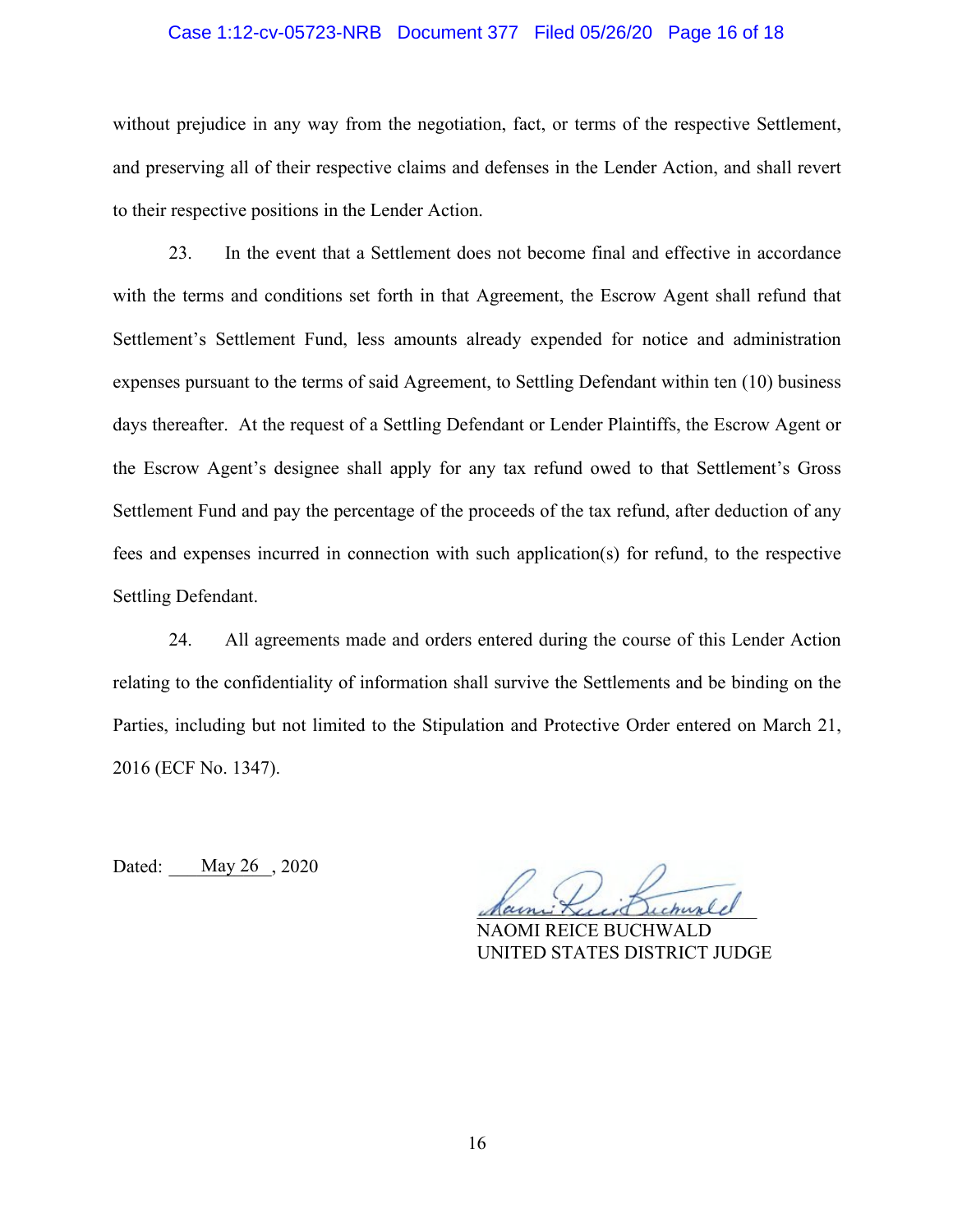without prejudice in any way from the negotiation, fact, or terms of the respective Settlement, and preserving all of their respective claims and defenses in the Lender Action, and shall revert to their respective positions in the Lender Action.

23. In the event that a Settlement does not become final and effective in accordance with the terms and conditions set forth in that Agreement, the Escrow Agent shall refund that Settlement's Settlement Fund, less amounts already expended for notice and administration expenses pursuant to the terms of said Agreement, to Settling Defendant within ten (10) business days thereafter. At the request of a Settling Defendant or Lender Plaintiffs, the Escrow Agent or the Escrow Agent's designee shall apply for any tax refund owed to that Settlement's Gross Settlement Fund and pay the percentage of the proceeds of the tax refund, after deduction of any fees and expenses incurred in connection with such application(s) for refund, to the respective Settling Defendant.

24. All agreements made and orders entered during the course of this Lender Action relating to the confidentiality of information shall survive the Settlements and be binding on the Parties, including but not limited to the Stipulation and Protective Order entered on March 21, 2016 (ECF No. 1347).

Dated: May 26, 2020

NAOMI REICE BUCHWALD
UNITED STATES DISTRICT JUDGE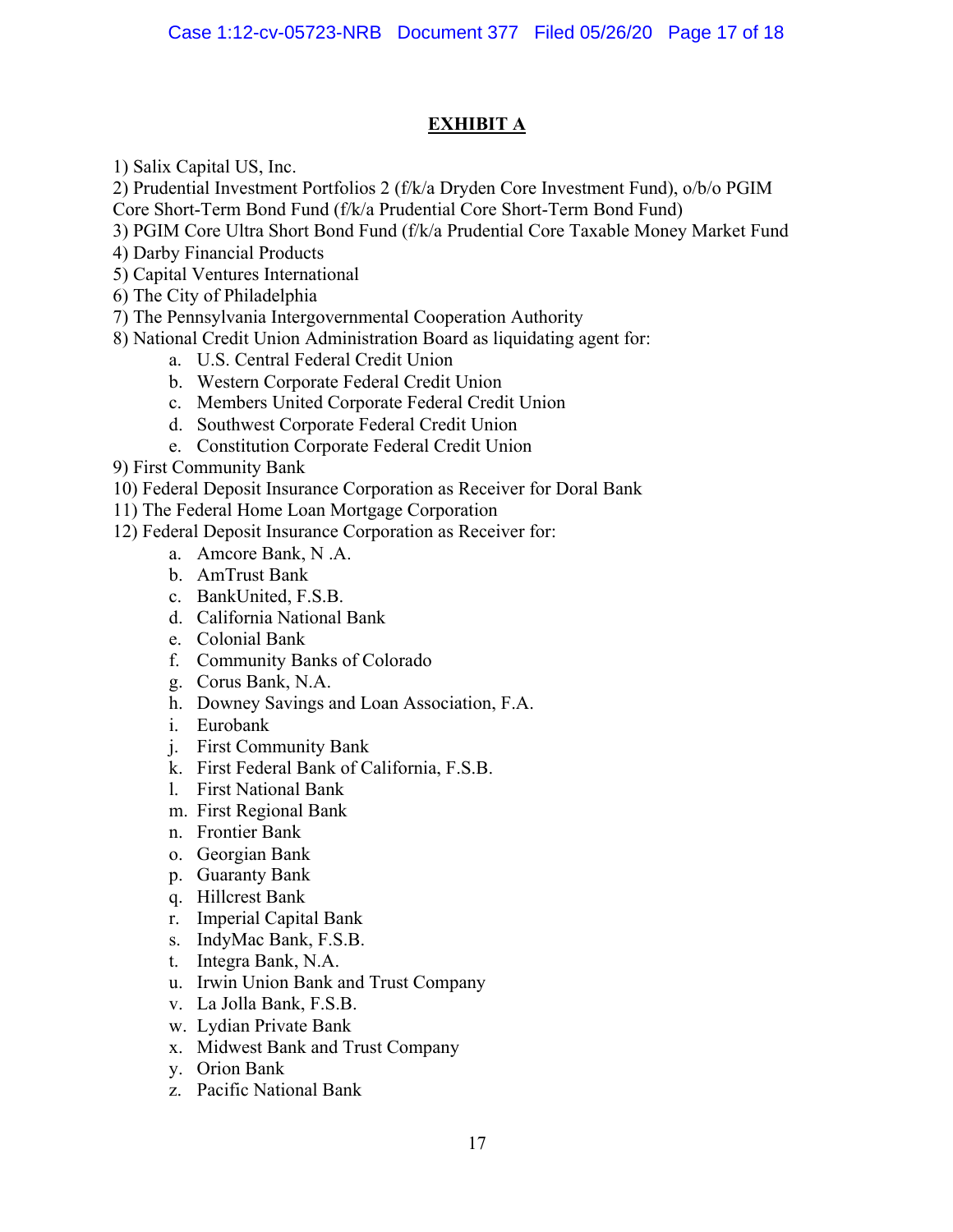## EXHIBIT A

1) Salix Capital US, Inc.

2) Prudential Investment Portfolios 2 (f/k/a Dryden Core Investment Fund), o/b/o PGIM Core Short-Term Bond Fund (f/k/a Prudential Core Short-Term Bond Fund)

3) PGIM Core Ultra Short Bond Fund (f/k/a Prudential Core Taxable Money Market Fund

4) Darby Financial Products

5) Capital Ventures International

6) The City of Philadelphia

7) The Pennsylvania Intergovernmental Cooperation Authority

8) National Credit Union Administration Board as liquidating agent for:

   a. U.S. Central Federal Credit Union
   b. Western Corporate Federal Credit Union
   c. Members United Corporate Federal Credit Union
   d. Southwest Corporate Federal Credit Union
   e. Constitution Corporate Federal Credit Union

9) First Community Bank

10) Federal Deposit Insurance Corporation as Receiver for Doral Bank

11) The Federal Home Loan Mortgage Corporation

12) Federal Deposit Insurance Corporation as Receiver for:

   a. Amcore Bank, N .A.
   b. AmTrust Bank
   c. BankUnited, F.S.B.
   d. California National Bank
   e. Colonial Bank
   f. Community Banks of Colorado
   g. Corus Bank, N.A.
   h. Downey Savings and Loan Association, F.A.
   i. Eurobank
   j. First Community Bank
   k. First Federal Bank of California, F.S.B.
   l. First National Bank
   m. First Regional Bank
   n. Frontier Bank
   o. Georgian Bank
   p. Guaranty Bank
   q. Hillcrest Bank
   r. Imperial Capital Bank
   s. IndyMac Bank, F.S.B.
   t. Integra Bank, N.A.
   u. Irwin Union Bank and Trust Company
   v. La Jolla Bank, F.S.B.
   w. Lydian Private Bank
   x. Midwest Bank and Trust Company
   y. Orion Bank
   z. Pacific National Bank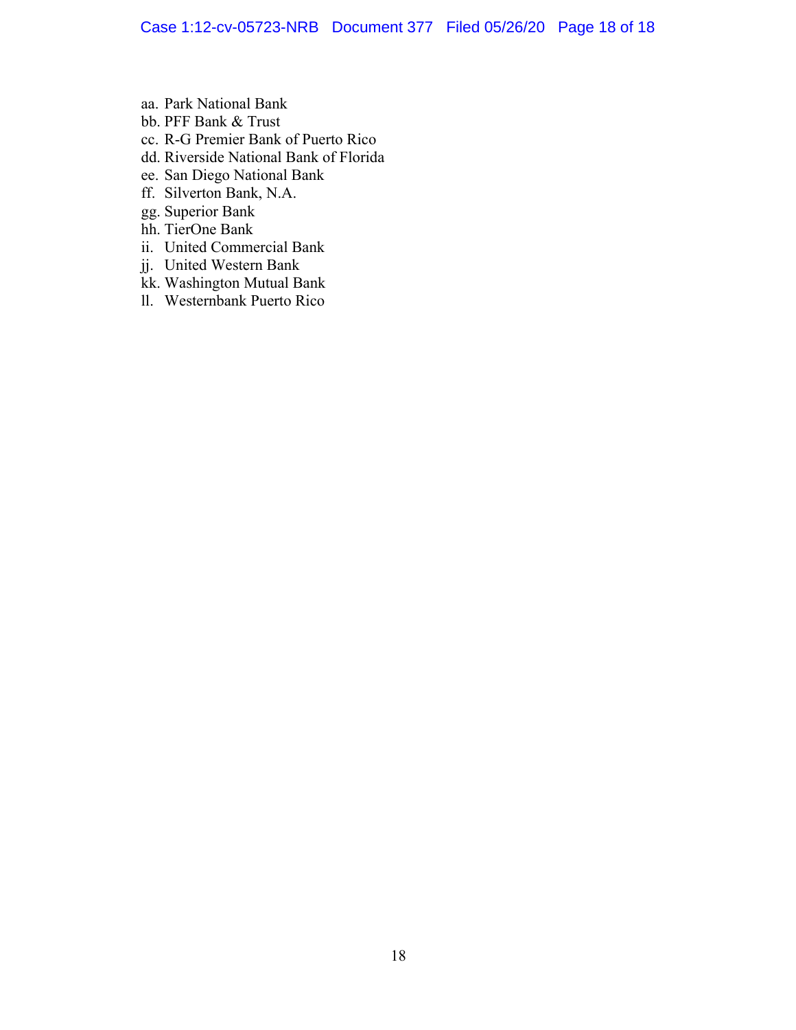aa. Park National Bank
bb. PFF Bank & Trust
cc. R-G Premier Bank of Puerto Rico
dd. Riverside National Bank of Florida
ee. San Diego National Bank
ff. Silverton Bank, N.A.
gg. Superior Bank
hh. TierOne Bank
ii. United Commercial Bank
jj. United Western Bank
kk. Washington Mutual Bank
ll. Westernbank Puerto Rico